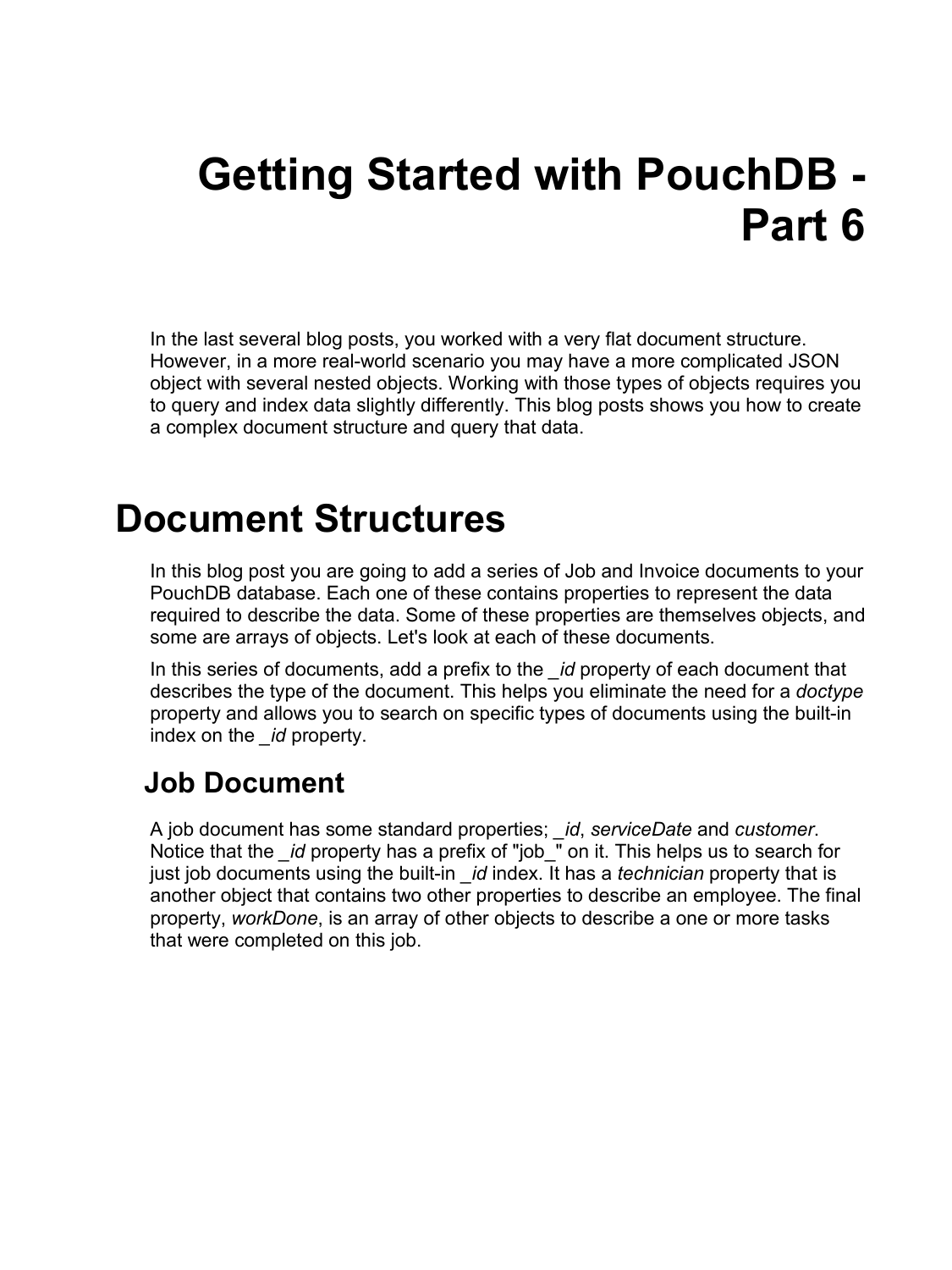# Getting Started with PouchDB - Part 6

In the last several blog posts, you worked with a very flat document structure. However, in a more real-world scenario you may have a more complicated JSON object with several nested objects. Working with those types of objects requires you to query and index data slightly differently. This blog posts shows you how to create a complex document structure and query that data.

## Document Structures

In this blog post you are going to add a series of Job and Invoice documents to your PouchDB database. Each one of these contains properties to represent the data required to describe the data. Some of these properties are themselves objects, and some are arrays of objects. Let's look at each of these documents.

In this series of documents, add a prefix to the *_id* property of each document that describes the type of the document. This helps you eliminate the need for a *doctype* property and allows you to search on specific types of documents using the built-in index on the *_id* property.

### Job Document

A job document has some standard properties; *_id*, *serviceDate* and *customer*. Notice that the *_id* property has a prefix of "job_" on it. This helps us to search for just job documents using the built-in *_id* index. It has a *technician* property that is another object that contains two other properties to describe an employee. The final property, *workDone*, is an array of other objects to describe a one or more tasks that were completed on this job.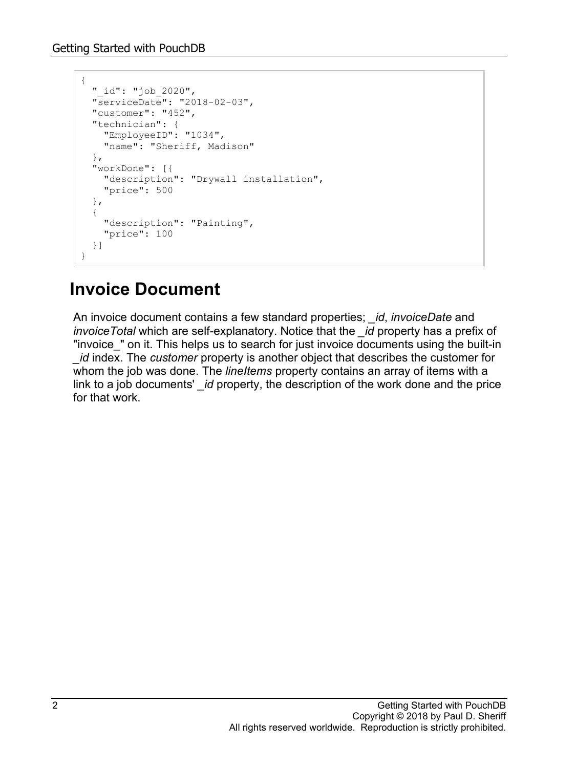```
{
  "_id": "job_2020",
  "serviceDate": "2018-02-03",
  "customer": "452",
  "technician": {
    "EmployeeID": "1034",
    "name": "Sheriff, Madison"
  },
  "workDone": [{
    "description": "Drywall installation",
    "price": 500
  },
  {
    "description": "Painting",
    "price": 100
  }]
}
```

## Invoice Document

An invoice document contains a few standard properties; *_id*, *invoiceDate* and *invoiceTotal* which are self-explanatory. Notice that the *_id* property has a prefix of "invoice_" on it. This helps us to search for just invoice documents using the built-in *_id* index. The *customer* property is another object that describes the customer for whom the job was done. The *lineItems* property contains an array of items with a link to a job documents' *_id* property, the description of the work done and the price for that work.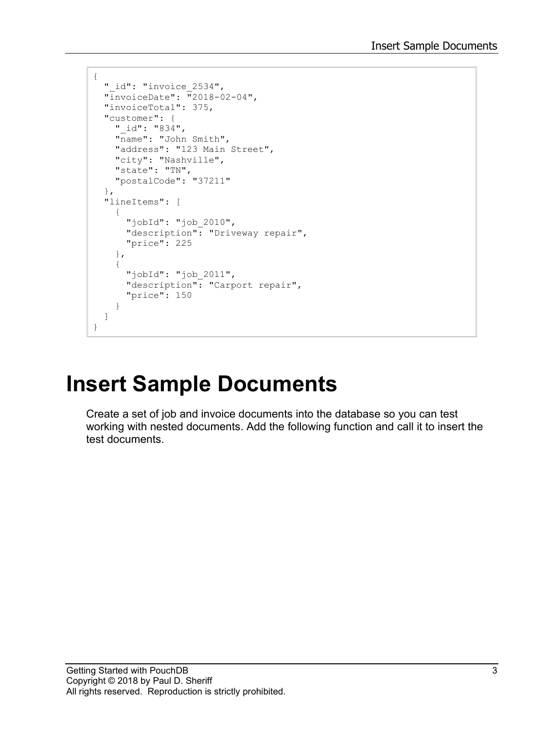```
{
  "_id": "invoice_2534",
  "invoiceDate": "2018-02-04",
  "invoiceTotal": 375,
  "customer": {
    "_id": "834",
    "name": "John Smith",
    "address": "123 Main Street",
    "city": "Nashville",
    "state": "TN",
    "postalCode": "37211"
  },
  "lineItems": [
    {
      "jobId": "job_2010",
      "description": "Driveway repair",
      "price": 225
    },
    {
      "jobId": "job_2011",
      "description": "Carport repair",
      "price": 150
    }
  ]
}
```

# Insert Sample Documents

Create a set of job and invoice documents into the database so you can test working with nested documents. Add the following function and call it to insert the test documents.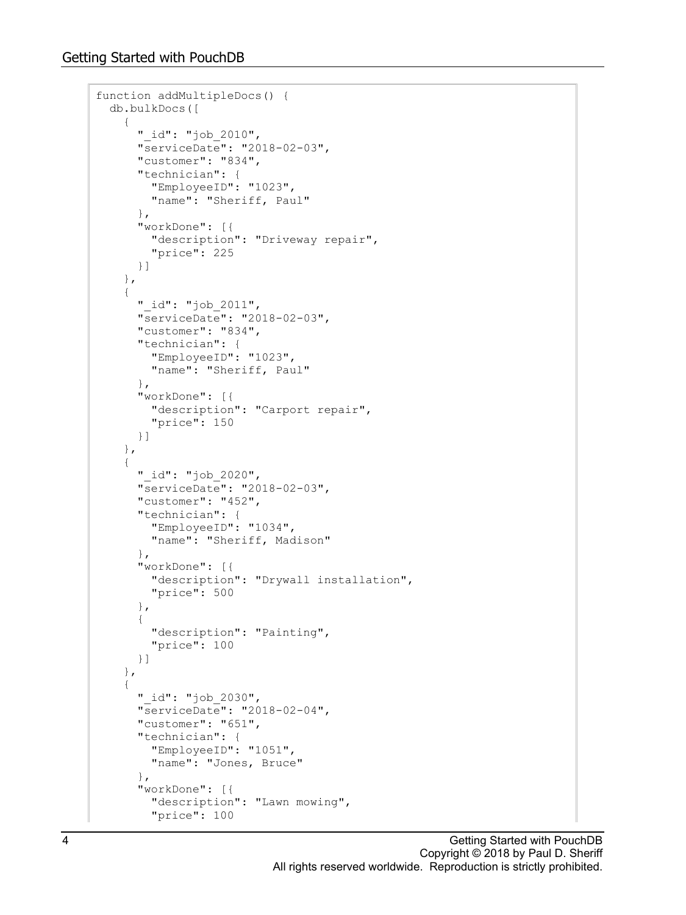```
function addMultipleDocs() {
  db.bulkDocs([
    {
      "_id": "job_2010",
      "serviceDate": "2018-02-03",
      "customer": "834",
      "technician": {
        "EmployeeID": "1023",
        "name": "Sheriff, Paul"
      },
      "workDone": [{
        "description": "Driveway repair",
        "price": 225
      }]
    },
    {
      "_id": "job_2011",
      "serviceDate": "2018-02-03",
      "customer": "834",
      "technician": {
        "EmployeeID": "1023",
        "name": "Sheriff, Paul"
      },
      "workDone": [{
        "description": "Carport repair",
        "price": 150
      }]
    },
    {
      "_id": "job_2020",
      "serviceDate": "2018-02-03",
      "customer": "452",
      "technician": {
        "EmployeeID": "1034",
        "name": "Sheriff, Madison"
      },
      "workDone": [{
        "description": "Drywall installation",
        "price": 500
      },
      {
        "description": "Painting",
        "price": 100
      }]
    },
    {
      "_id": "job_2030",
      "serviceDate": "2018-02-04",
      "customer": "651",
      "technician": {
        "EmployeeID": "1051",
        "name": "Jones, Bruce"
      },
      "workDone": [{
        "description": "Lawn mowing",
        "price": 100
```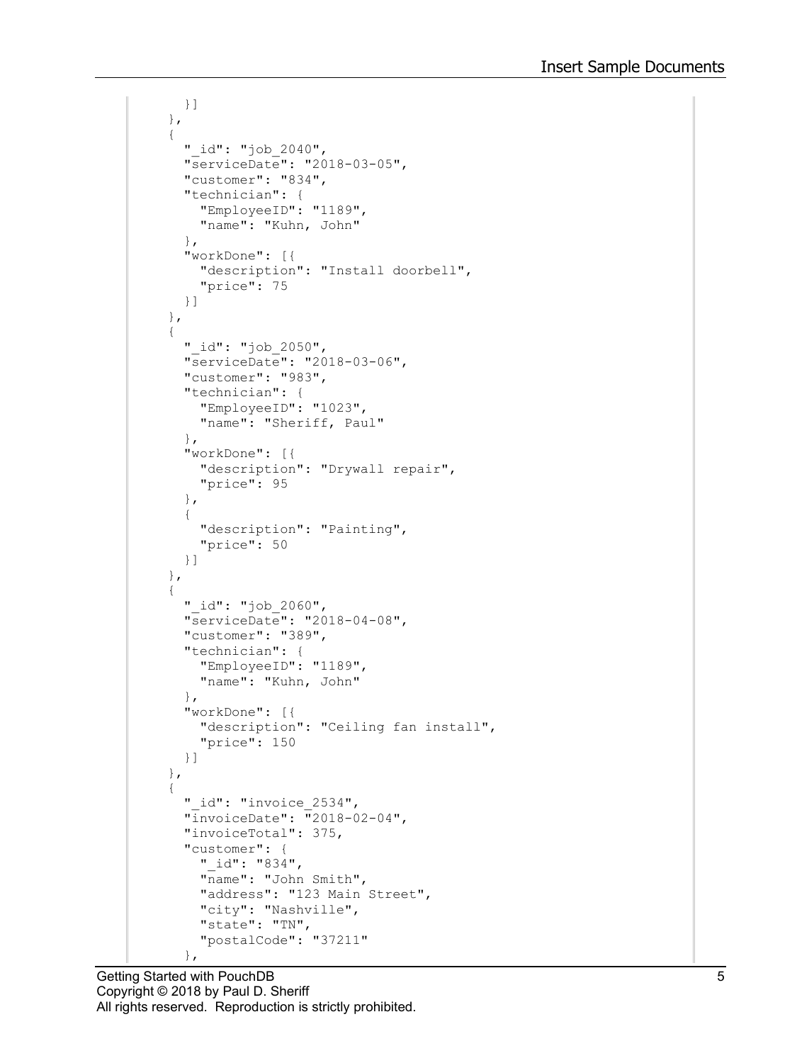```
    }]
  },
  {
    "_id": "job_2040",
    "serviceDate": "2018-03-05",
    "customer": "834",
    "technician": {
      "EmployeeID": "1189",
      "name": "Kuhn, John"
    },
    "workDone": [{
      "description": "Install doorbell",
      "price": 75
    }]
  },
  {
    "_id": "job_2050",
    "serviceDate": "2018-03-06",
    "customer": "983",
    "technician": {
      "EmployeeID": "1023",
      "name": "Sheriff, Paul"
    },
    "workDone": [{
      "description": "Drywall repair",
      "price": 95
    },
    {
      "description": "Painting",
      "price": 50
    }]
  },
  {
    "_id": "job_2060",
    "serviceDate": "2018-04-08",
    "customer": "389",
    "technician": {
      "EmployeeID": "1189",
      "name": "Kuhn, John"
    },
    "workDone": [{
      "description": "Ceiling fan install",
      "price": 150
    }]
  },
  {
    "_id": "invoice_2534",
    "invoiceDate": "2018-02-04",
    "invoiceTotal": 375,
    "customer": {
      "_id": "834",
      "name": "John Smith",
      "address": "123 Main Street",
      "city": "Nashville",
      "state": "TN",
      "postalCode": "37211"
    },
```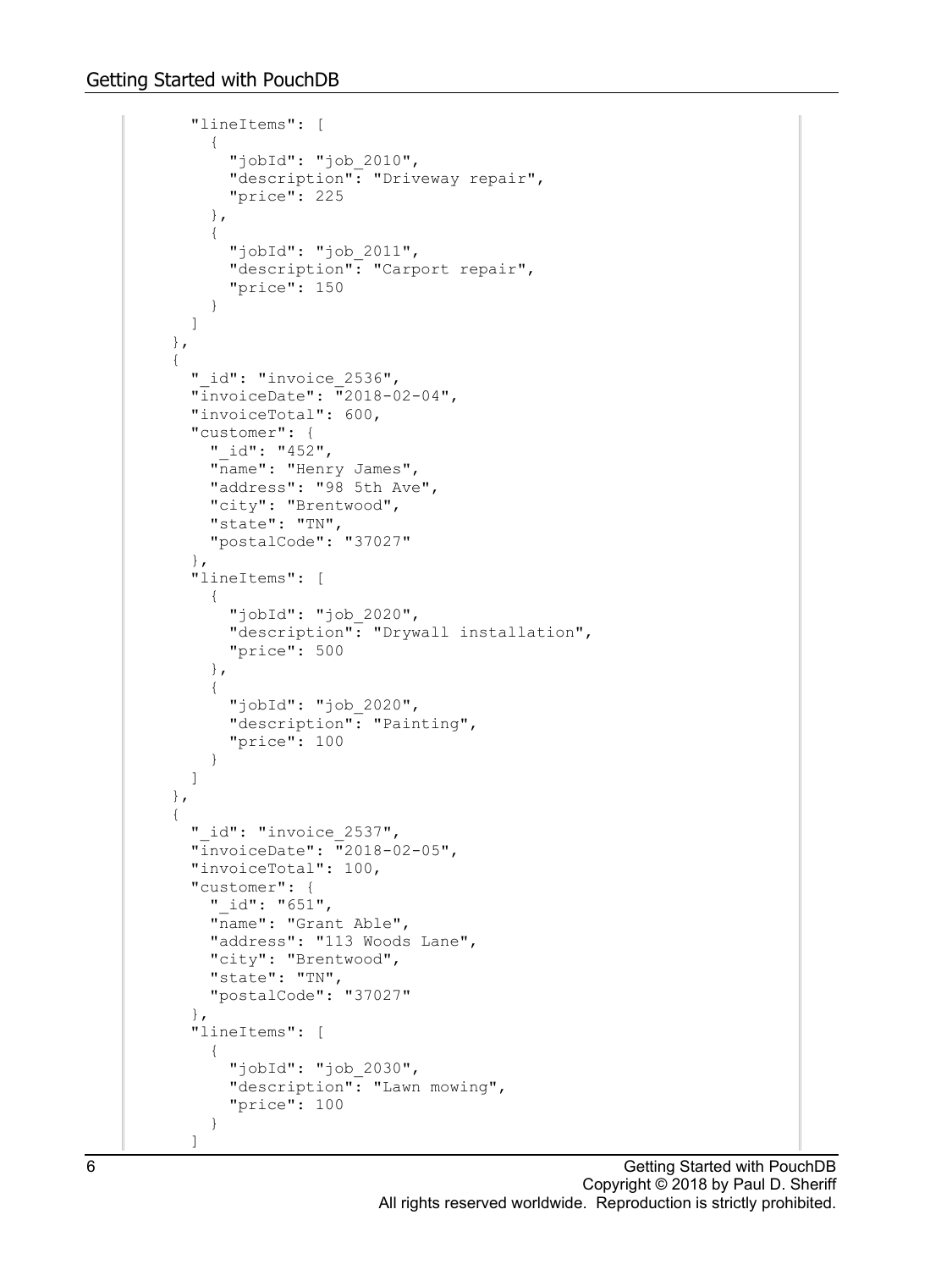```
      "lineItems": [
        {
          "jobId": "job_2010",
          "description": "Driveway repair",
          "price": 225
        },
        {
          "jobId": "job_2011",
          "description": "Carport repair",
          "price": 150
        }
      ]
    },
    {
      "_id": "invoice_2536",
      "invoiceDate": "2018-02-04",
      "invoiceTotal": 600,
      "customer": {
        "_id": "452",
        "name": "Henry James",
        "address": "98 5th Ave",
        "city": "Brentwood",
        "state": "TN",
        "postalCode": "37027"
      },
      "lineItems": [
        {
          "jobId": "job_2020",
          "description": "Drywall installation",
          "price": 500
        },
        {
          "jobId": "job_2020",
          "description": "Painting",
          "price": 100
        }
      ]
    },
    {
      "_id": "invoice_2537",
      "invoiceDate": "2018-02-05",
      "invoiceTotal": 100,
      "customer": {
        "_id": "651",
        "name": "Grant Able",
        "address": "113 Woods Lane",
        "city": "Brentwood",
        "state": "TN",
        "postalCode": "37027"
      },
      "lineItems": [
        {
          "jobId": "job_2030",
          "description": "Lawn mowing",
          "price": 100
        }
      ]
```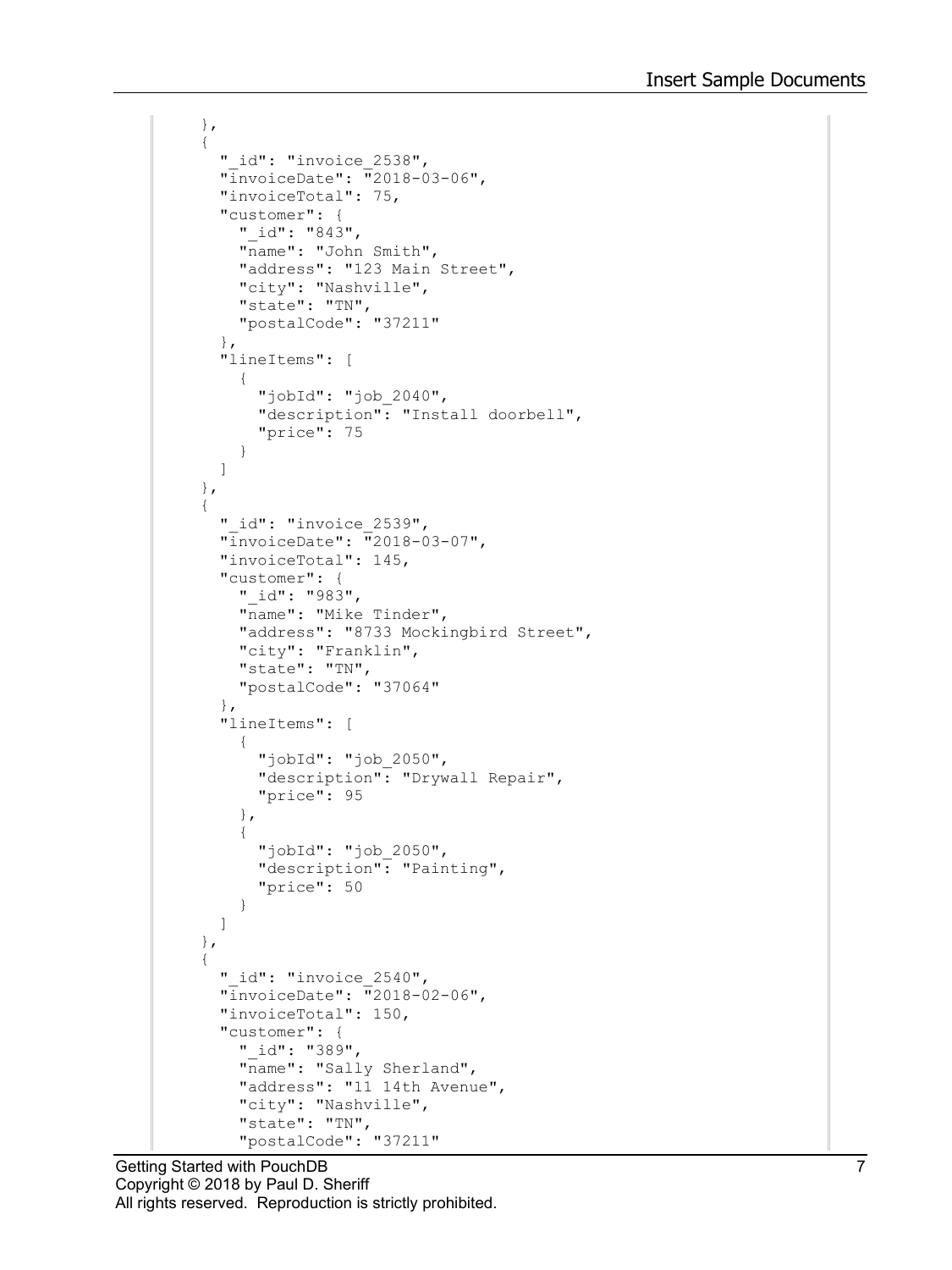```
      },
      {
        "_id": "invoice_2538",
        "invoiceDate": "2018-03-06",
        "invoiceTotal": 75,
        "customer": {
          "_id": "843",
          "name": "John Smith",
          "address": "123 Main Street",
          "city": "Nashville",
          "state": "TN",
          "postalCode": "37211"
        },
        "lineItems": [
          {
            "jobId": "job_2040",
            "description": "Install doorbell",
            "price": 75
          }
        ]
      },
      {
        "_id": "invoice_2539",
        "invoiceDate": "2018-03-07",
        "invoiceTotal": 145,
        "customer": {
          "_id": "983",
          "name": "Mike Tinder",
          "address": "8733 Mockingbird Street",
          "city": "Franklin",
          "state": "TN",
          "postalCode": "37064"
        },
        "lineItems": [
          {
            "jobId": "job_2050",
            "description": "Drywall Repair",
            "price": 95
          },
          {
            "jobId": "job_2050",
            "description": "Painting",
            "price": 50
          }
        ]
      },
      {
        "_id": "invoice_2540",
        "invoiceDate": "2018-02-06",
        "invoiceTotal": 150,
        "customer": {
          "_id": "389",
          "name": "Sally Sherland",
          "address": "11 14th Avenue",
          "city": "Nashville",
          "state": "TN",
          "postalCode": "37211"
```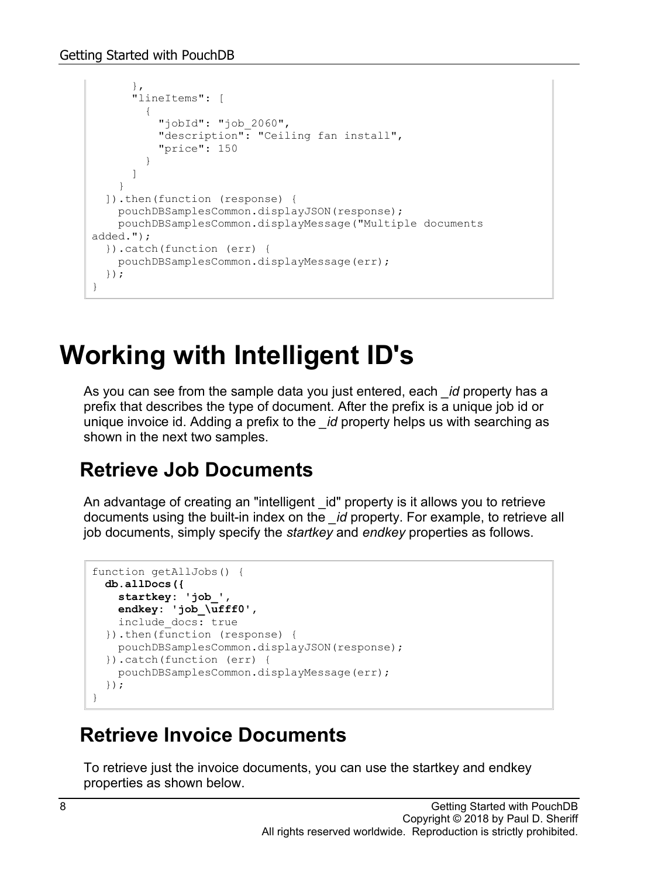```
      },
      "lineItems": [
        {
          "jobId": "job_2060",
          "description": "Ceiling fan install",
          "price": 150
        }
      ]
    }
  ]).then(function (response) {
    pouchDBSamplesCommon.displayJSON(response);
    pouchDBSamplesCommon.displayMessage("Multiple documents 
added.");
  }).catch(function (err) {
    pouchDBSamplesCommon.displayMessage(err);
  });
}
```

# Working with Intelligent ID's

As you can see from the sample data you just entered, each *_id* property has a prefix that describes the type of document. After the prefix is a unique job id or unique invoice id. Adding a prefix to the *_id* property helps us with searching as shown in the next two samples.

## Retrieve Job Documents

An advantage of creating an "intelligent _id" property is it allows you to retrieve documents using the built-in index on the *_id* property. For example, to retrieve all job documents, simply specify the *startkey* and *endkey* properties as follows.

```
function getAllJobs() {
  db.allDocs({
    startkey: 'job_',
    endkey: 'job_\ufff0',
    include_docs: true
  }).then(function (response) {
    pouchDBSamplesCommon.displayJSON(response);
  }).catch(function (err) {
    pouchDBSamplesCommon.displayMessage(err);
  });
}
```

## Retrieve Invoice Documents

To retrieve just the invoice documents, you can use the startkey and endkey properties as shown below.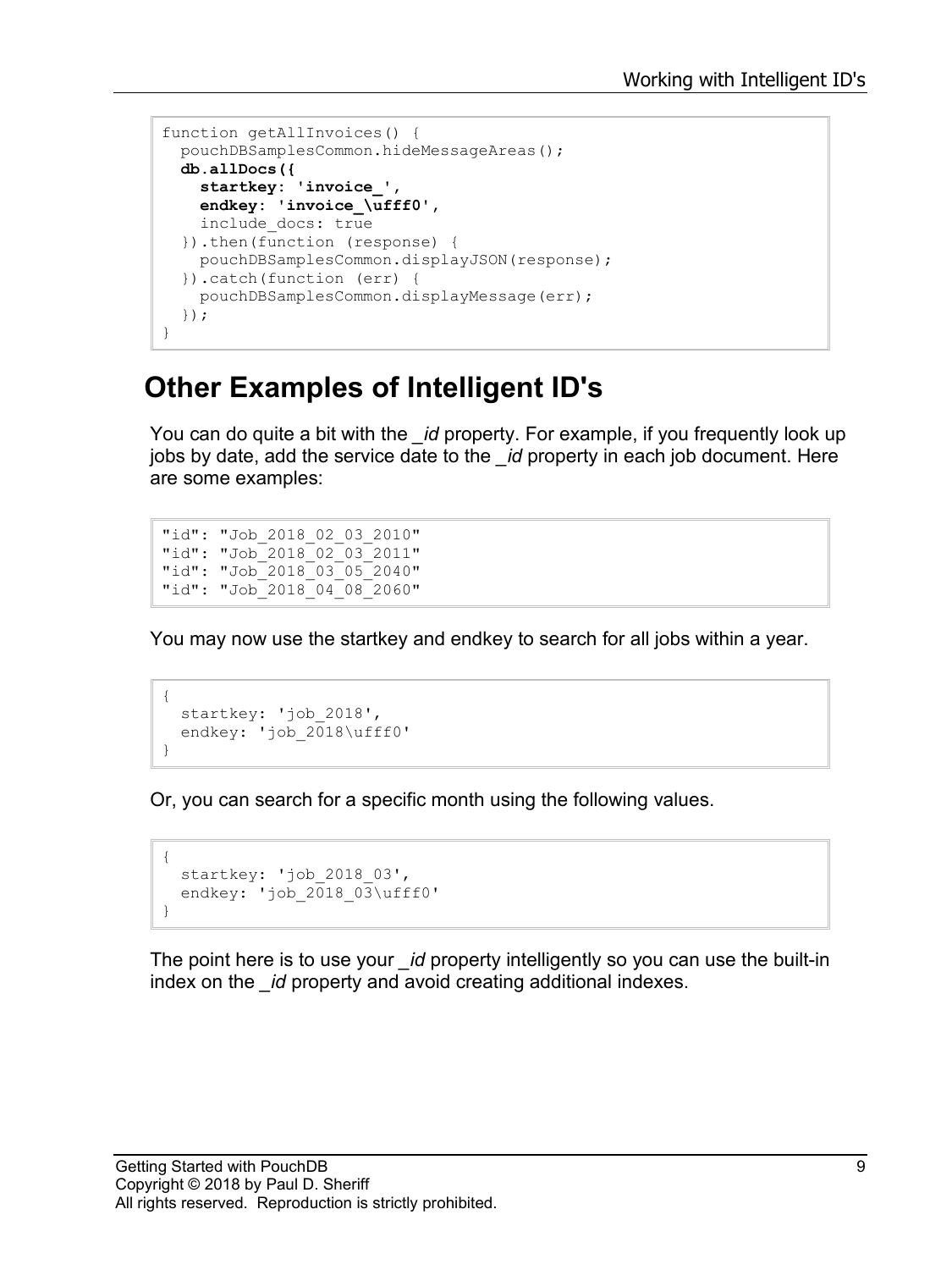```
function getAllInvoices() {
  pouchDBSamplesCommon.hideMessageAreas();
  db.allDocs({
    startkey: 'invoice_',
    endkey: 'invoice_\ufff0',
    include_docs: true
  }).then(function (response) {
    pouchDBSamplesCommon.displayJSON(response);
  }).catch(function (err) {
    pouchDBSamplesCommon.displayMessage(err);
  });
}
```

## Other Examples of Intelligent ID's

You can do quite a bit with the *_id* property. For example, if you frequently look up jobs by date, add the service date to the *_id* property in each job document. Here are some examples:

```
"id": "Job_2018_02_03_2010"
"id": "Job_2018_02_03_2011"
"id": "Job_2018_03_05_2040"
"id": "Job_2018_04_08_2060"
```

You may now use the startkey and endkey to search for all jobs within a year.

```
{
  startkey: 'job_2018',
  endkey: 'job_2018\ufff0'
}
```

Or, you can search for a specific month using the following values.

```
{
  startkey: 'job_2018_03',
  endkey: 'job_2018_03\ufff0'
}
```

The point here is to use your *_id* property intelligently so you can use the built-in index on the *_id* property and avoid creating additional indexes.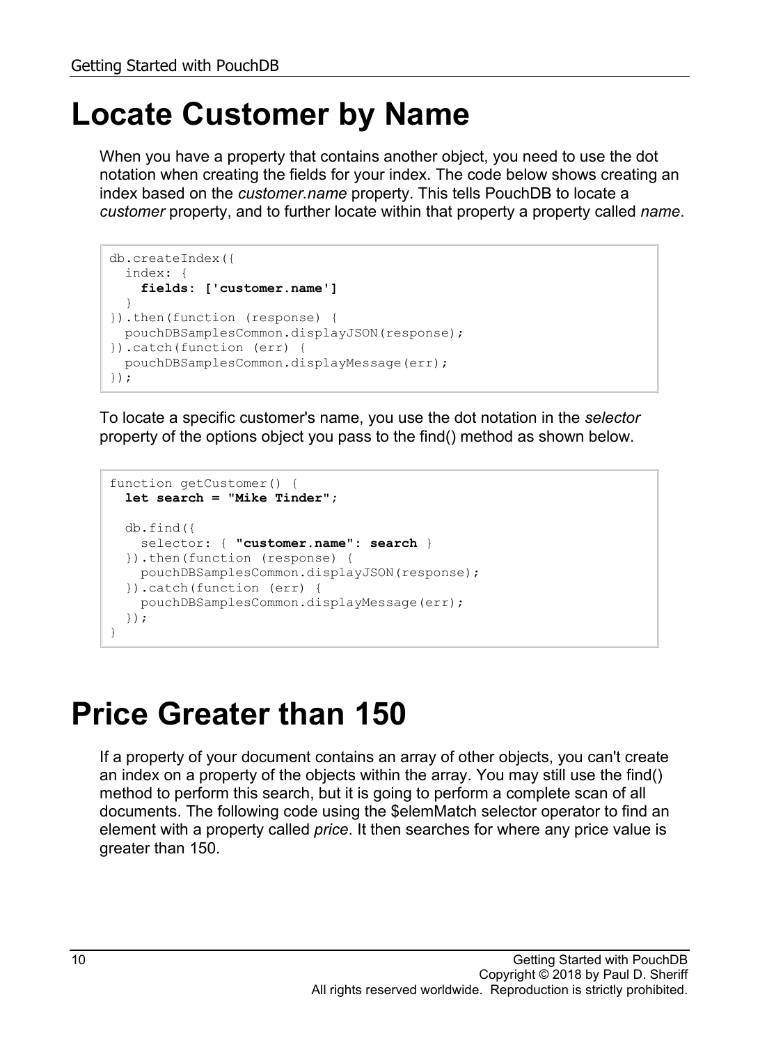# Locate Customer by Name

When you have a property that contains another object, you need to use the dot notation when creating the fields for your index. The code below shows creating an index based on the *customer.name* property. This tells PouchDB to locate a *customer* property, and to further locate within that property a property called *name*.

```
db.createIndex({
  index: {
    fields: ['customer.name']
  }
}).then(function (response) {
  pouchDBSamplesCommon.displayJSON(response);
}).catch(function (err) {
  pouchDBSamplesCommon.displayMessage(err);
});
```

To locate a specific customer's name, you use the dot notation in the *selector* property of the options object you pass to the find() method as shown below.

```
function getCustomer() {
  let search = "Mike Tinder";

  db.find({
    selector: { "customer.name": search }
  }).then(function (response) {
    pouchDBSamplesCommon.displayJSON(response);
  }).catch(function (err) {
    pouchDBSamplesCommon.displayMessage(err);
  });
}
```

# Price Greater than 150

If a property of your document contains an array of other objects, you can't create an index on a property of the objects within the array. You may still use the find() method to perform this search, but it is going to perform a complete scan of all documents. The following code using the $elemMatch selector operator to find an element with a property called *price*. It then searches for where any price value is greater than 150.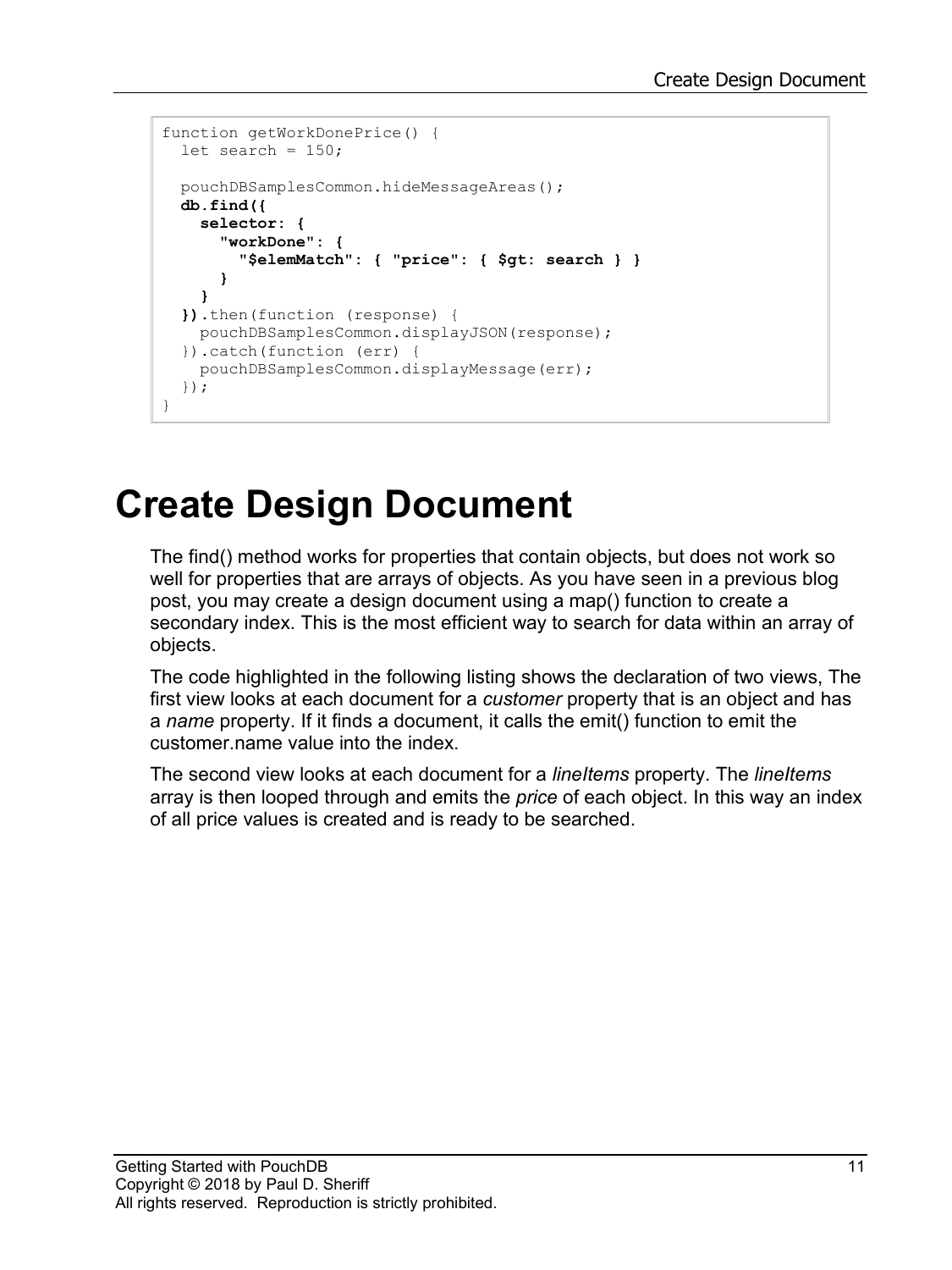```
function getWorkDonePrice() {
  let search = 150;

  pouchDBSamplesCommon.hideMessageAreas();
  db.find({
    selector: {
      "workDone": {
        "$elemMatch": { "price": { $gt: search } }
      }
    }
  }).then(function (response) {
    pouchDBSamplesCommon.displayJSON(response);
  }).catch(function (err) {
    pouchDBSamplesCommon.displayMessage(err);
  });
}
```

# Create Design Document

The find() method works for properties that contain objects, but does not work so well for properties that are arrays of objects. As you have seen in a previous blog post, you may create a design document using a map() function to create a secondary index. This is the most efficient way to search for data within an array of objects.

The code highlighted in the following listing shows the declaration of two views, The first view looks at each document for a *customer* property that is an object and has a *name* property. If it finds a document, it calls the emit() function to emit the customer.name value into the index.

The second view looks at each document for a *lineItems* property. The *lineItems* array is then looped through and emits the *price* of each object. In this way an index of all price values is created and is ready to be searched.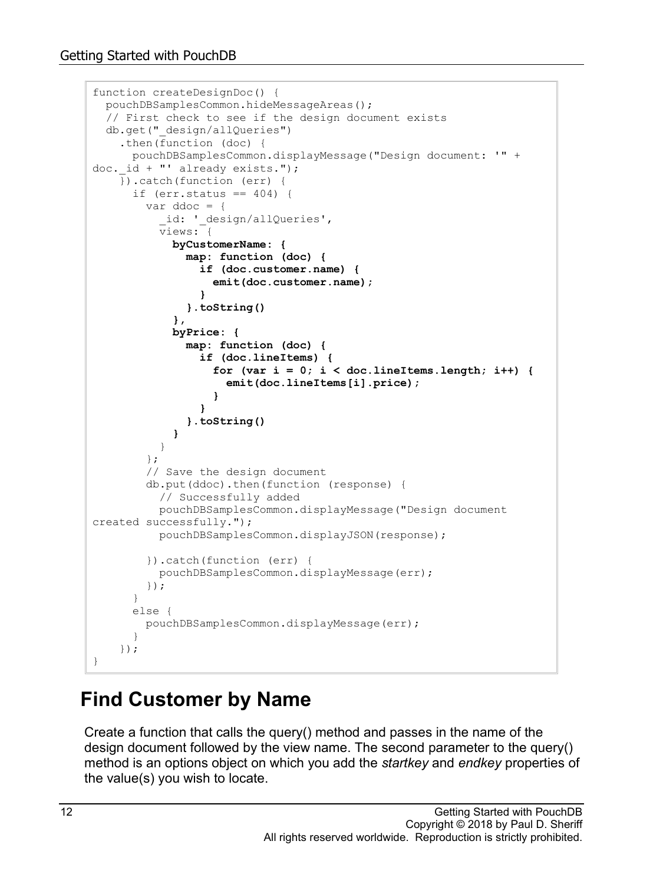```
function createDesignDoc() {
  pouchDBSamplesCommon.hideMessageAreas();
  // First check to see if the design document exists
  db.get("_design/allQueries")
    .then(function (doc) {
      pouchDBSamplesCommon.displayMessage("Design document: '" +
doc._id + "' already exists.");
    }).catch(function (err) {
      if (err.status == 404) {
        var ddoc = {
          _id: '_design/allQueries',
          views: {
            byCustomerName: {
              map: function (doc) {
                if (doc.customer.name) {
                  emit(doc.customer.name);
                }
              }.toString()
            },
            byPrice: {
              map: function (doc) {
                if (doc.lineItems) {
                  for (var i = 0; i < doc.lineItems.length; i++) {
                    emit(doc.lineItems[i].price);
                  }
                }
              }.toString()
            }
          }
        };
        // Save the design document
        db.put(ddoc).then(function (response) {
          // Successfully added
          pouchDBSamplesCommon.displayMessage("Design document
created successfully.");
          pouchDBSamplesCommon.displayJSON(response);

        }).catch(function (err) {
          pouchDBSamplesCommon.displayMessage(err);
        });
      }
      else {
        pouchDBSamplesCommon.displayMessage(err);
      }
    });
}
```

## Find Customer by Name

Create a function that calls the query() method and passes in the name of the design document followed by the view name. The second parameter to the query() method is an options object on which you add the *startkey* and *endkey* properties of the value(s) you wish to locate.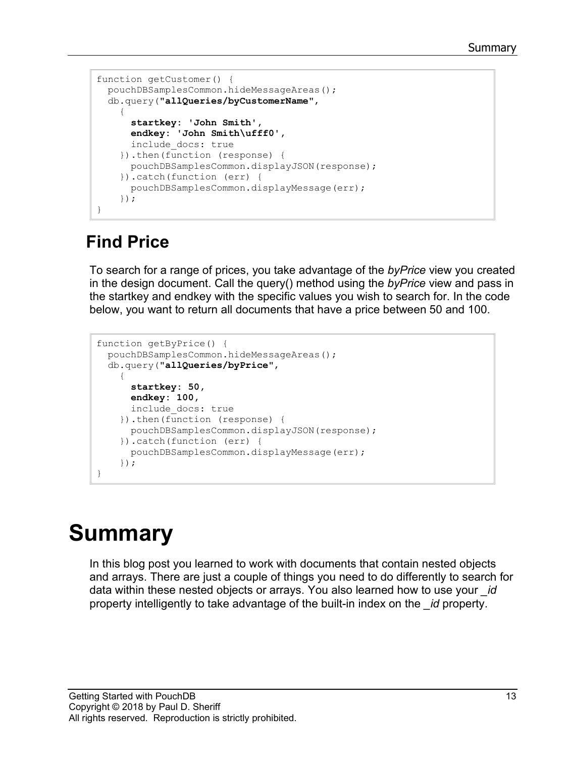```
function getCustomer() {
  pouchDBSamplesCommon.hideMessageAreas();
  db.query("allQueries/byCustomerName",
    {
      startkey: 'John Smith',
      endkey: 'John Smith\ufff0',
      include_docs: true
    }).then(function (response) {
      pouchDBSamplesCommon.displayJSON(response);
    }).catch(function (err) {
      pouchDBSamplesCommon.displayMessage(err);
    });
}
```

## Find Price

To search for a range of prices, you take advantage of the *byPrice* view you created in the design document. Call the query() method using the *byPrice* view and pass in the startkey and endkey with the specific values you wish to search for. In the code below, you want to return all documents that have a price between 50 and 100.

```
function getByPrice() {
  pouchDBSamplesCommon.hideMessageAreas();
  db.query("allQueries/byPrice",
    {
      startkey: 50,
      endkey: 100,
      include_docs: true
    }).then(function (response) {
      pouchDBSamplesCommon.displayJSON(response);
    }).catch(function (err) {
      pouchDBSamplesCommon.displayMessage(err);
    });
}
```

# Summary

In this blog post you learned to work with documents that contain nested objects and arrays. There are just a couple of things you need to do differently to search for data within these nested objects or arrays. You also learned how to use your *_id* property intelligently to take advantage of the built-in index on the *_id* property.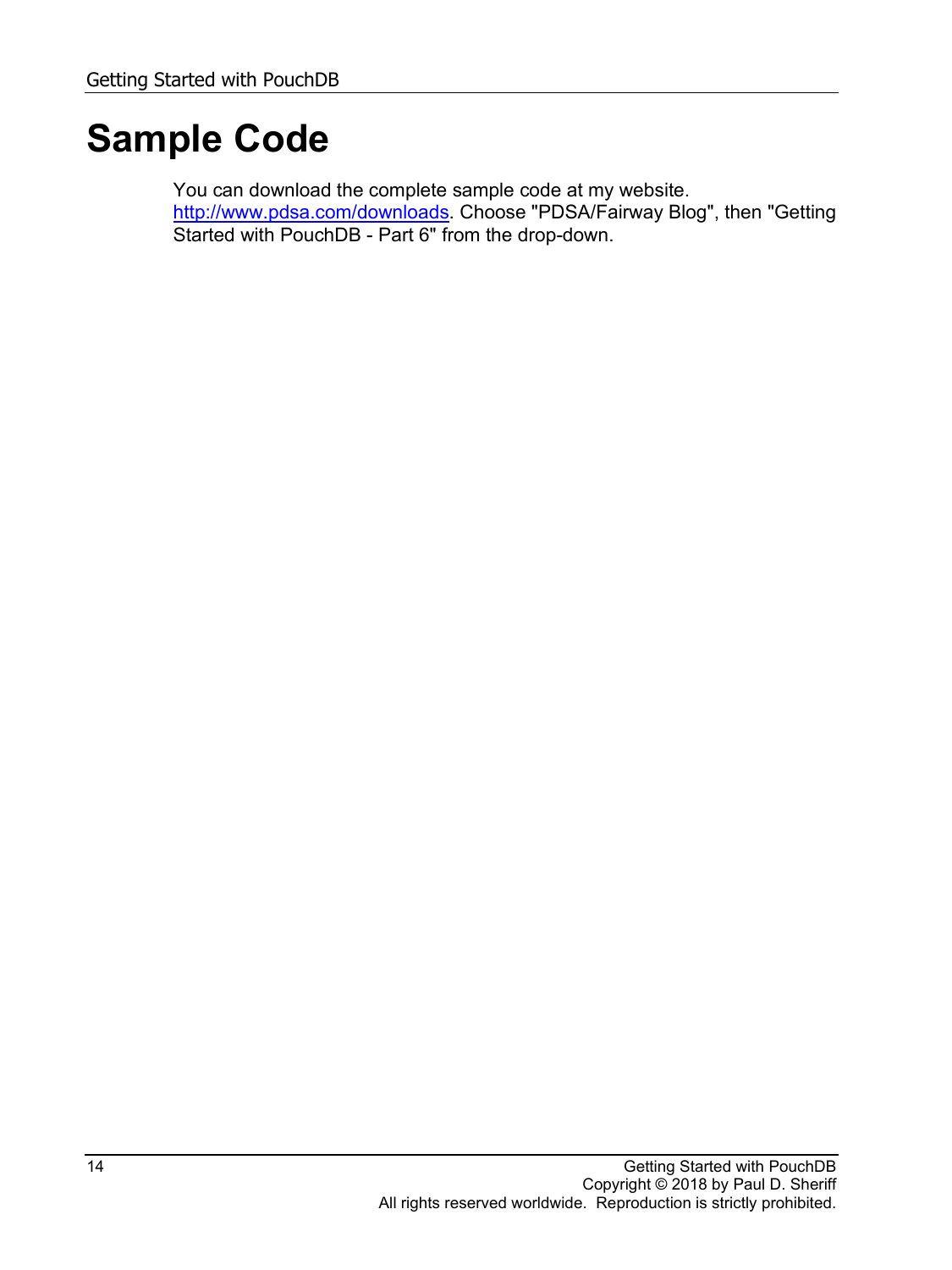# Sample Code

You can download the complete sample code at my website. [http://www.pdsa.com/downloads](http://www.pdsa.com/downloads). Choose "PDSA/Fairway Blog", then "Getting Started with PouchDB - Part 6" from the drop-down.